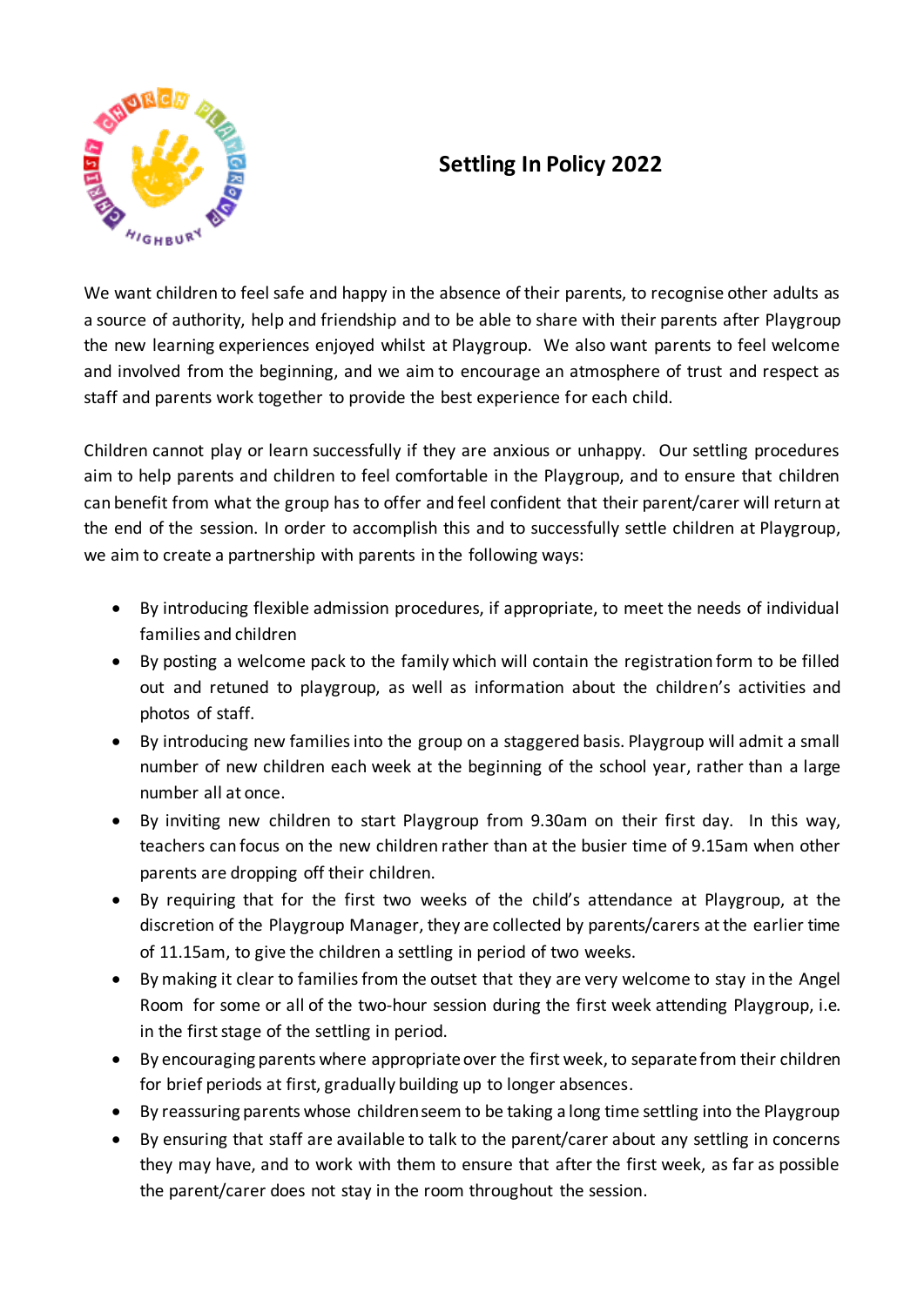# Settling In Policy 2022

We want children to feel safe and happy in the absence of their parents, to recognise other adults as a source of authority, help and friendship and to be able to share with their parents after Playgroup the new learning experiences enjoyed whilst at Playgroup. We also want parents to feel welcome and involved from the beginning, and we aim to encourage an atmosphere of trust and respect as staff and parents work together to provide the best experience for each child.

Children cannot play or learn successfully if they are anxious or unhappy. Our settling procedures aim to help parents and children to feel comfortable in the Playgroup, and to ensure that children can benefit from what the group has to offer and feel confident that their parent/carer will return at the end of the session. In order to accomplish this and to successfully settle children at Playgroup, we aim to create a partnership with parents in the following ways:

- By introducing flexible admission procedures, if appropriate, to meet the needs of individual families and children
- By posting a welcome pack to the family which will contain the registration form to be filled out and retuned to playgroup, as well as information about the children's activities and photos of staff.
- By introducing new families into the group on a staggered basis. Playgroup will admit a small number of new children each week at the beginning of the school year, rather than a large number all at once.
- By inviting new children to start Playgroup from 9.30am on their first day. In this way, teachers can focus on the new children rather than at the busier time of 9.15am when other parents are dropping off their children.
- By requiring that for the first two weeks of the child's attendance at Playgroup, at the discretion of the Playgroup Manager, they are collected by parents/carers at the earlier time of 11.15am, to give the children a settling in period of two weeks.
- By making it clear to families from the outset that they are very welcome to stay in the Angel Room for some or all of the two-hour session during the first week attending Playgroup, i.e. in the first stage of the settling in period.
- By encouraging parents where appropriate over the first week, to separate from their children for brief periods at first, gradually building up to longer absences.
- By reassuring parents whose children seem to be taking a long time settling into the Playgroup
- By ensuring that staff are available to talk to the parent/carer about any settling in concerns they may have, and to work with them to ensure that after the first week, as far as possible the parent/carer does not stay in the room throughout the session.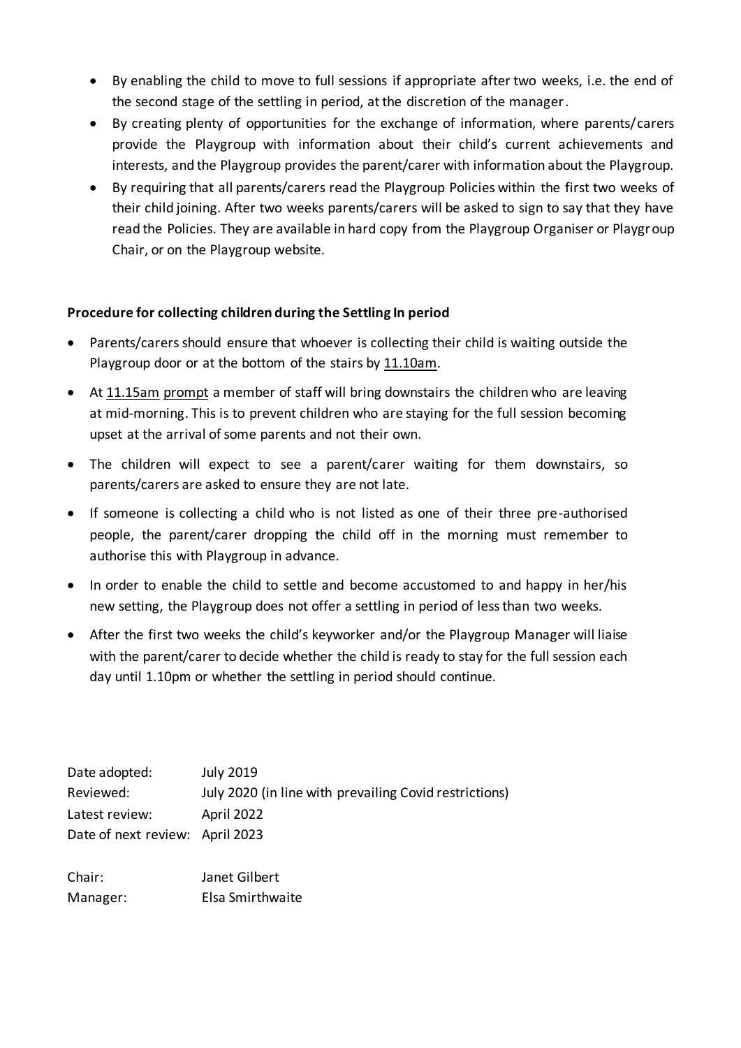- By enabling the child to move to full sessions if appropriate after two weeks, i.e. the end of the second stage of the settling in period, at the discretion of the manager.
- By creating plenty of opportunities for the exchange of information, where parents/carers provide the Playgroup with information about their child's current achievements and interests, and the Playgroup provides the parent/carer with information about the Playgroup.
- By requiring that all parents/carers read the Playgroup Policies within the first two weeks of their child joining. After two weeks parents/carers will be asked to sign to say that they have read the Policies. They are available in hard copy from the Playgroup Organiser or Playgroup Chair, or on the Playgroup website.

**Procedure for collecting children during the Settling In period**

- Parents/carers should ensure that whoever is collecting their child is waiting outside the Playgroup door or at the bottom of the stairs by 11.10am.
- At 11.15am prompt a member of staff will bring downstairs the children who are leaving at mid-morning. This is to prevent children who are staying for the full session becoming upset at the arrival of some parents and not their own.
- The children will expect to see a parent/carer waiting for them downstairs, so parents/carers are asked to ensure they are not late.
- If someone is collecting a child who is not listed as one of their three pre-authorised people, the parent/carer dropping the child off in the morning must remember to authorise this with Playgroup in advance.
- In order to enable the child to settle and become accustomed to and happy in her/his new setting, the Playgroup does not offer a settling in period of less than two weeks.
- After the first two weeks the child's keyworker and/or the Playgroup Manager will liaise with the parent/carer to decide whether the child is ready to stay for the full session each day until 1.10pm or whether the settling in period should continue.

| | |
|---|---|
| Date adopted: | July 2019 |
| Reviewed: | July 2020 (in line with prevailing Covid restrictions) |
| Latest review: | April 2022 |
| Date of next review: | April 2023 |

| | |
|---|---|
| Chair: | Janet Gilbert |
| Manager: | Elsa Smirthwaite |